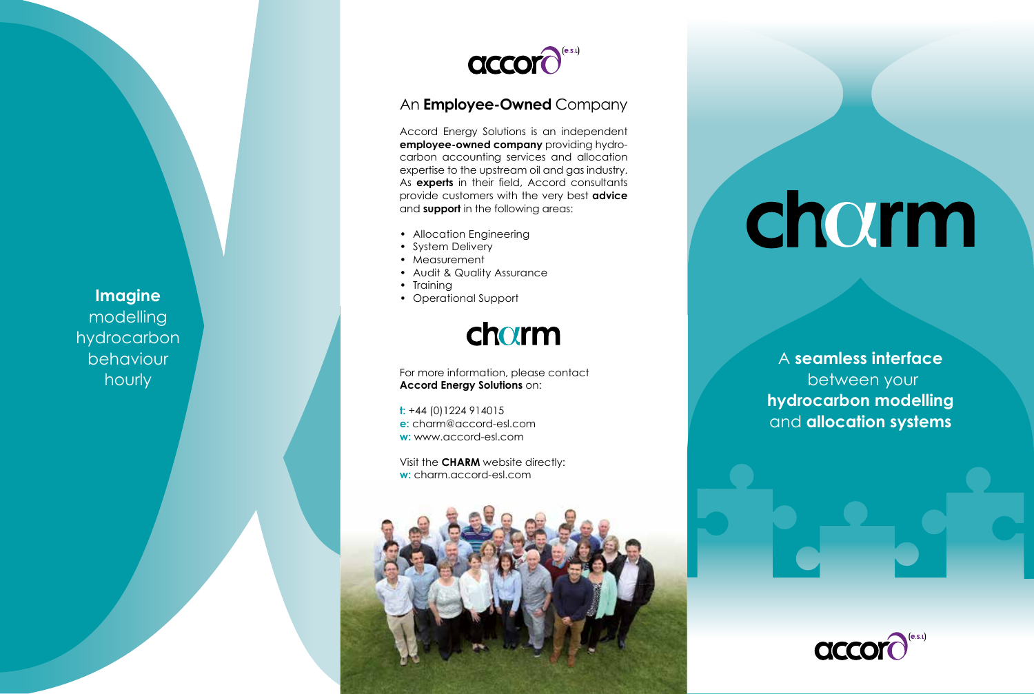**Imagine** modelling hydrocarbon behaviour hourly

accord (e.s.l)

## An **Employee-Owned** Company

Accord Energy Solutions is an independent **employee-owned company** providing hydrocarbon accounting services and allocation expertise to the upstream oil and gas industry. As **experts** in their field, Accord consultants provide customers with the very best **advice** and **support** in the following areas:

- Allocation Engineering
- System Delivery
- Measurement
- Audit & Quality Assurance
- Training
- Operational Support

charm

For more information, please contact **Accord Energy Solutions** on:

**t:** +44 (0)1224 914015
**e:** charm@accord-esl.com
**w:** www.accord-esl.com

Visit the **CHARM** website directly:
**w:** charm.accord-esl.com

# charm

A **seamless interface** between your **hydrocarbon modelling** and **allocation systems**

accord (e.s.l)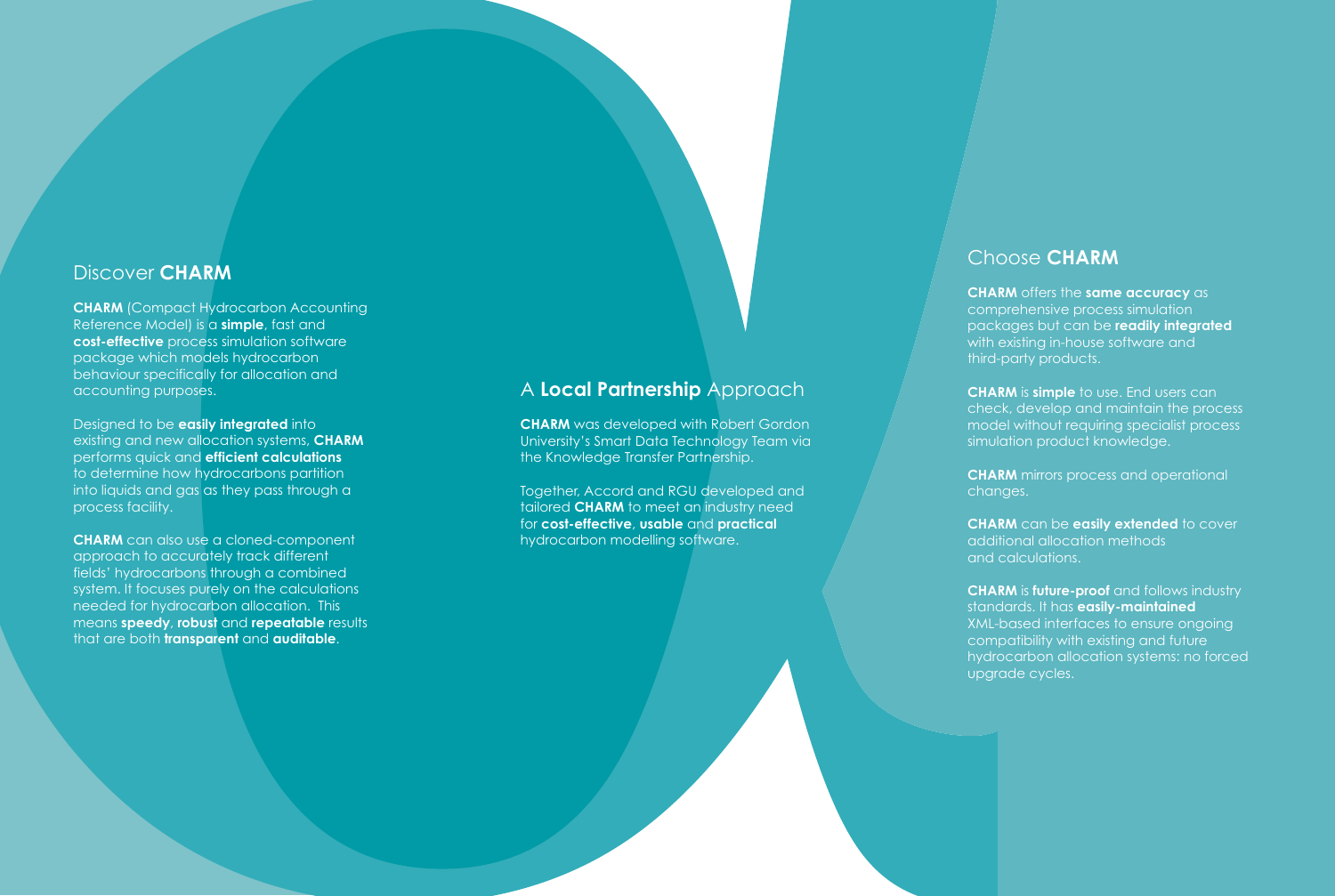## Discover **CHARM**

**CHARM** (Compact Hydrocarbon Accounting Reference Model) is a **simple**, fast and **cost-effective** process simulation software package which models hydrocarbon behaviour specifically for allocation and accounting purposes.

Designed to be **easily integrated** into existing and new allocation systems, **CHARM** performs quick and **efficient calculations** to determine how hydrocarbons partition into liquids and gas as they pass through a process facility.

**CHARM** can also use a cloned-component approach to accurately track different fields' hydrocarbons through a combined system. It focuses purely on the calculations needed for hydrocarbon allocation. This means **speedy**, **robust** and **repeatable** results that are both **transparent** and **auditable**.

## A **Local Partnership** Approach

**CHARM** was developed with Robert Gordon University's Smart Data Technology Team via the Knowledge Transfer Partnership.

Together, Accord and RGU developed and tailored **CHARM** to meet an industry need for **cost-effective**, **usable** and **practical** hydrocarbon modelling software.

## Choose **CHARM**

**CHARM** offers the **same accuracy** as comprehensive process simulation packages but can be **readily integrated** with existing in-house software and third-party products.

**CHARM** is **simple** to use. End users can check, develop and maintain the process model without requiring specialist process simulation product knowledge.

**CHARM** mirrors process and operational changes.

**CHARM** can be **easily extended** to cover additional allocation methods and calculations.

**CHARM** is **future-proof** and follows industry standards. It has **easily-maintained** XML-based interfaces to ensure ongoing compatibility with existing and future hydrocarbon allocation systems: no forced upgrade cycles.